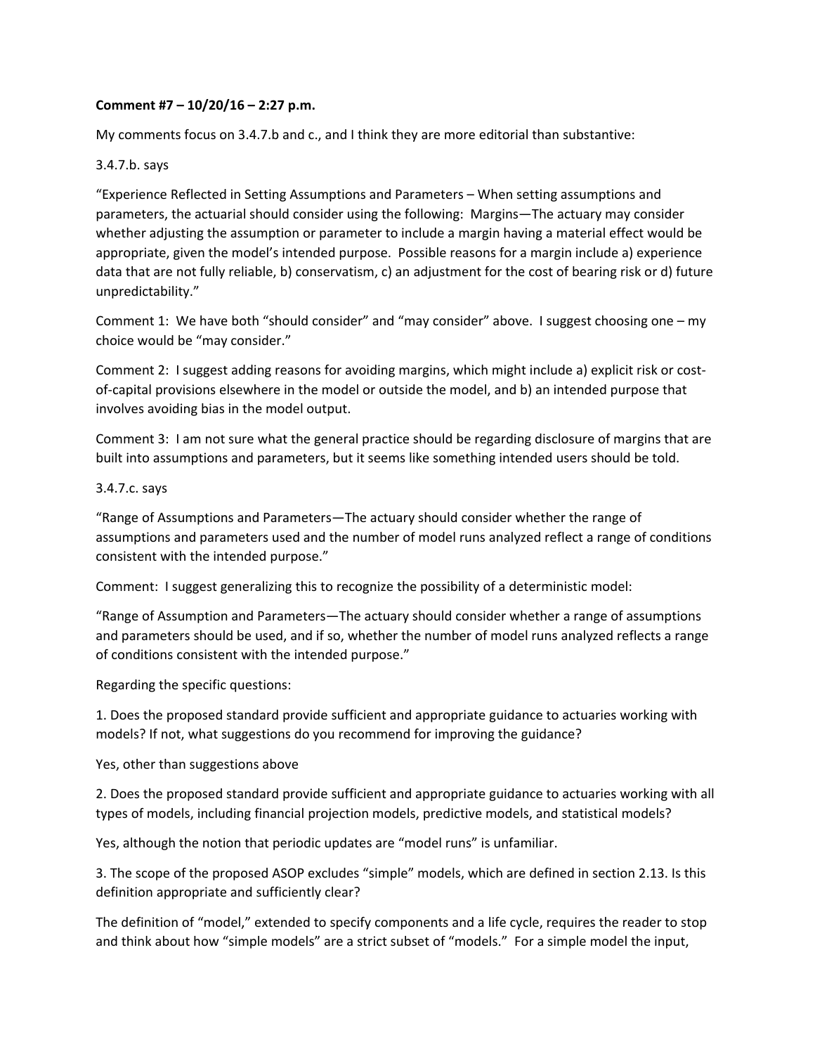**Comment #7 – 10/20/16 – 2:27 p.m.**

My comments focus on 3.4.7.b and c., and I think they are more editorial than substantive:

3.4.7.b. says

"Experience Reflected in Setting Assumptions and Parameters – When setting assumptions and parameters, the actuarial should consider using the following: Margins—The actuary may consider whether adjusting the assumption or parameter to include a margin having a material effect would be appropriate, given the model's intended purpose. Possible reasons for a margin include a) experience data that are not fully reliable, b) conservatism, c) an adjustment for the cost of bearing risk or d) future unpredictability."

Comment 1: We have both "should consider" and "may consider" above. I suggest choosing one – my choice would be "may consider."

Comment 2: I suggest adding reasons for avoiding margins, which might include a) explicit risk or cost-of-capital provisions elsewhere in the model or outside the model, and b) an intended purpose that involves avoiding bias in the model output.

Comment 3: I am not sure what the general practice should be regarding disclosure of margins that are built into assumptions and parameters, but it seems like something intended users should be told.

3.4.7.c. says

"Range of Assumptions and Parameters—The actuary should consider whether the range of assumptions and parameters used and the number of model runs analyzed reflect a range of conditions consistent with the intended purpose."

Comment: I suggest generalizing this to recognize the possibility of a deterministic model:

"Range of Assumption and Parameters—The actuary should consider whether a range of assumptions and parameters should be used, and if so, whether the number of model runs analyzed reflects a range of conditions consistent with the intended purpose."

Regarding the specific questions:

1. Does the proposed standard provide sufficient and appropriate guidance to actuaries working with models? If not, what suggestions do you recommend for improving the guidance?

Yes, other than suggestions above

2. Does the proposed standard provide sufficient and appropriate guidance to actuaries working with all types of models, including financial projection models, predictive models, and statistical models?

Yes, although the notion that periodic updates are "model runs" is unfamiliar.

3. The scope of the proposed ASOP excludes "simple" models, which are defined in section 2.13. Is this definition appropriate and sufficiently clear?

The definition of "model," extended to specify components and a life cycle, requires the reader to stop and think about how "simple models" are a strict subset of "models." For a simple model the input,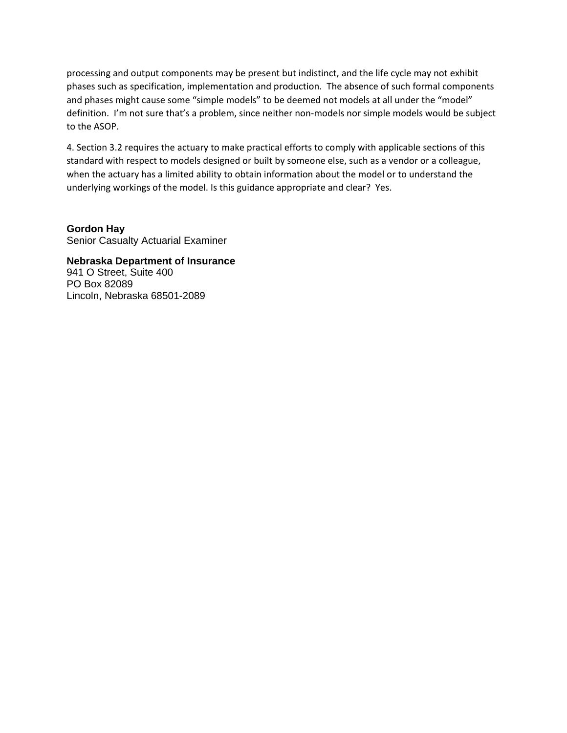processing and output components may be present but indistinct, and the life cycle may not exhibit phases such as specification, implementation and production. The absence of such formal components and phases might cause some "simple models" to be deemed not models at all under the "model" definition. I'm not sure that's a problem, since neither non-models nor simple models would be subject to the ASOP.

4. Section 3.2 requires the actuary to make practical efforts to comply with applicable sections of this standard with respect to models designed or built by someone else, such as a vendor or a colleague, when the actuary has a limited ability to obtain information about the model or to understand the underlying workings of the model. Is this guidance appropriate and clear? Yes.

**Gordon Hay**
Senior Casualty Actuarial Examiner

**Nebraska Department of Insurance**
941 O Street, Suite 400
PO Box 82089
Lincoln, Nebraska 68501-2089